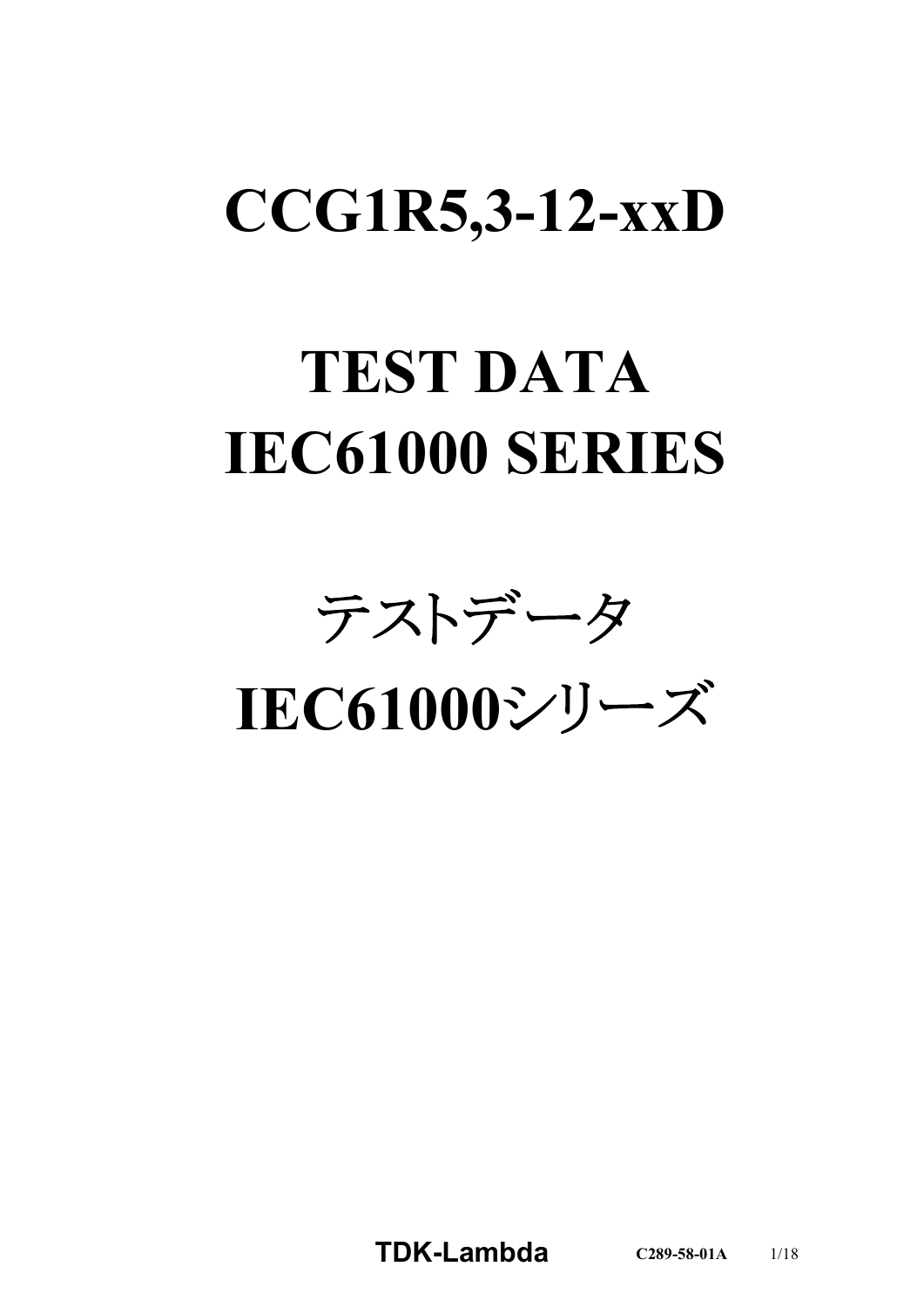# CCG1R5,3-12-xxD

# TEST DATA
# IEC61000 SERIES

# テストデータ
# IEC61000シリーズ

**TDK-Lambda** C289-58-01A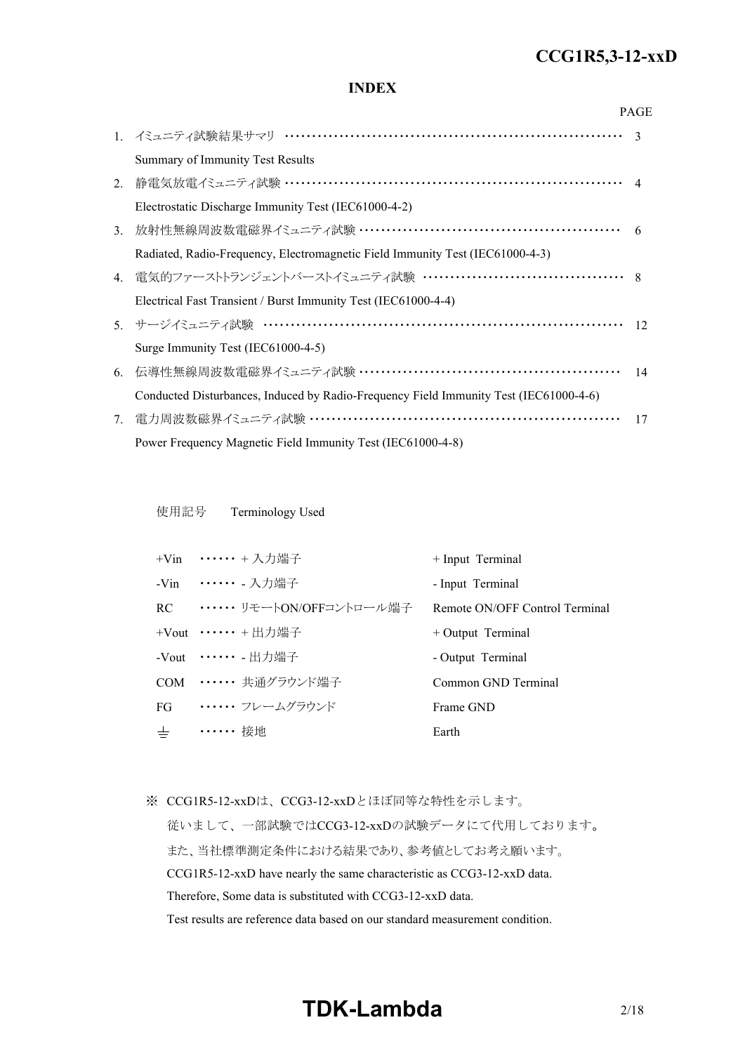## INDEX

| | | PAGE |
|---|---|---|
| 1. | イミュニティ試験結果サマリ<br>Summary of Immunity Test Results | 3 |
| 2. | 静電気放電イミュニティ試験<br>Electrostatic Discharge Immunity Test (IEC61000-4-2) | 4 |
| 3. | 放射性無線周波数電磁界イミュニティ試験<br>Radiated, Radio-Frequency, Electromagnetic Field Immunity Test (IEC61000-4-3) | 6 |
| 4. | 電気的ファーストトランジェントバーストイミュニティ試験<br>Electrical Fast Transient / Burst Immunity Test (IEC61000-4-4) | 8 |
| 5. | サージイミュニティ試験<br>Surge Immunity Test (IEC61000-4-5) | 12 |
| 6. | 伝導性無線周波数電磁界イミュニティ試験<br>Conducted Disturbances, Induced by Radio-Frequency Field Immunity Test (IEC61000-4-6) | 14 |
| 7. | 電力周波数磁界イミュニティ試験<br>Power Frequency Magnetic Field Immunity Test (IEC61000-4-8) | 17 |

使用記号　Terminology Used

| | | |
|---|---|---|
| +Vin | ・・・・・・ + 入力端子 | + Input Terminal |
| -Vin | ・・・・・・ - 入力端子 | - Input Terminal |
| RC | ・・・・・・ リモートON/OFFコントロール端子 | Remote ON/OFF Control Terminal |
| +Vout | ・・・・・・ + 出力端子 | + Output Terminal |
| -Vout | ・・・・・・ - 出力端子 | - Output Terminal |
| COM | ・・・・・・ 共通グラウンド端子 | Common GND Terminal |
| FG | ・・・・・・ フレームグラウンド | Frame GND |
| ⏚ | ・・・・・・ 接地 | Earth |

※ CCG1R5-12-xxDは、CCG3-12-xxDとほぼ同等な特性を示します。
従いまして、一部試験ではCCG3-12-xxDの試験データにて代用しております。
また、当社標準測定条件における結果であり、参考値としてお考え願います。
CCG1R5-12-xxD have nearly the same characteristic as CCG3-12-xxD data.
Therefore, Some data is substituted with CCG3-12-xxD data.
Test results are reference data based on our standard measurement condition.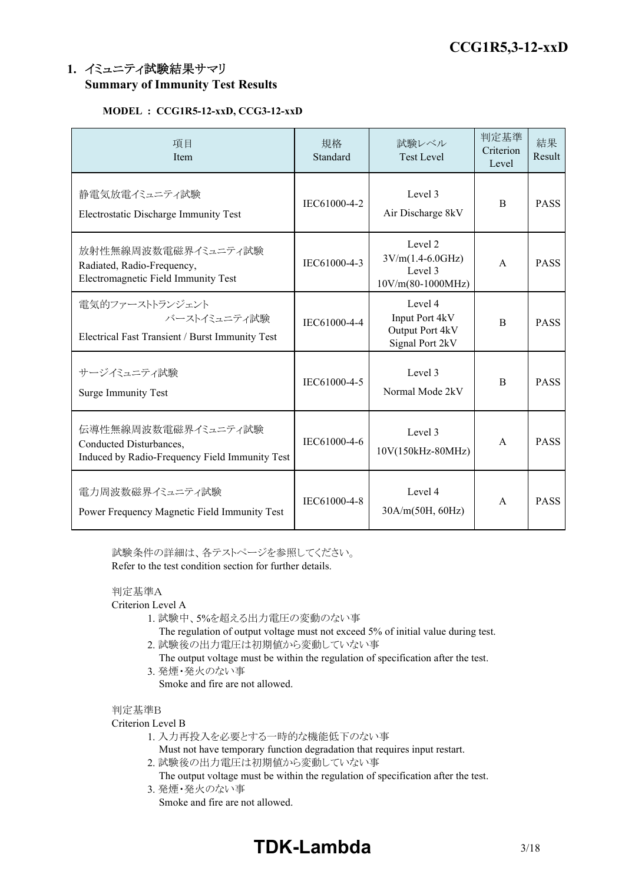## 1. イミュニティ試験結果サマリ Summary of Immunity Test Results

**MODEL ： CCG1R5-12-xxD, CCG3-12-xxD**

| 項目<br>Item | 規格<br>Standard | 試験レベル<br>Test Level | 判定基準<br>Criterion Level | 結果<br>Result |
|---|---|---|---|---|
| 静電気放電イミュニティ試験<br>Electrostatic Discharge Immunity Test | IEC61000-4-2 | Level 3<br>Air Discharge 8kV | B | PASS |
| 放射性無線周波数電磁界イミュニティ試験<br>Radiated, Radio-Frequency, Electromagnetic Field Immunity Test | IEC61000-4-3 | Level 2<br>3V/m(1.4-6.0GHz)<br>Level 3<br>10V/m(80-1000MHz) | A | PASS |
| 電気的ファーストトランジェント バーストイミュニティ試験<br>Electrical Fast Transient / Burst Immunity Test | IEC61000-4-4 | Level 4<br>Input Port 4kV<br>Output Port 4kV<br>Signal Port 2kV | B | PASS |
| サージイミュニティ試験<br>Surge Immunity Test | IEC61000-4-5 | Level 3<br>Normal Mode 2kV | B | PASS |
| 伝導性無線周波数電磁界イミュニティ試験<br>Conducted Disturbances, Induced by Radio-Frequency Field Immunity Test | IEC61000-4-6 | Level 3<br>10V(150kHz-80MHz) | A | PASS |
| 電力周波数磁界イミュニティ試験<br>Power Frequency Magnetic Field Immunity Test | IEC61000-4-8 | Level 4<br>30A/m(50H, 60Hz) | A | PASS |

試験条件の詳細は、各テストページを参照してください。
Refer to the test condition section for further details.

判定基準A
Criterion Level A

1. 試験中、5%を超える出力電圧の変動のない事
   The regulation of output voltage must not exceed 5% of initial value during test.
2. 試験後の出力電圧は初期値から変動していない事
   The output voltage must be within the regulation of specification after the test.
3. 発煙・発火のない事
   Smoke and fire are not allowed.

判定基準B
Criterion Level B

1. 入力再投入を必要とする一時的な機能低下のない事
   Must not have temporary function degradation that requires input restart.
2. 試験後の出力電圧は初期値から変動していない事
   The output voltage must be within the regulation of specification after the test.
3. 発煙・発火のない事
   Smoke and fire are not allowed.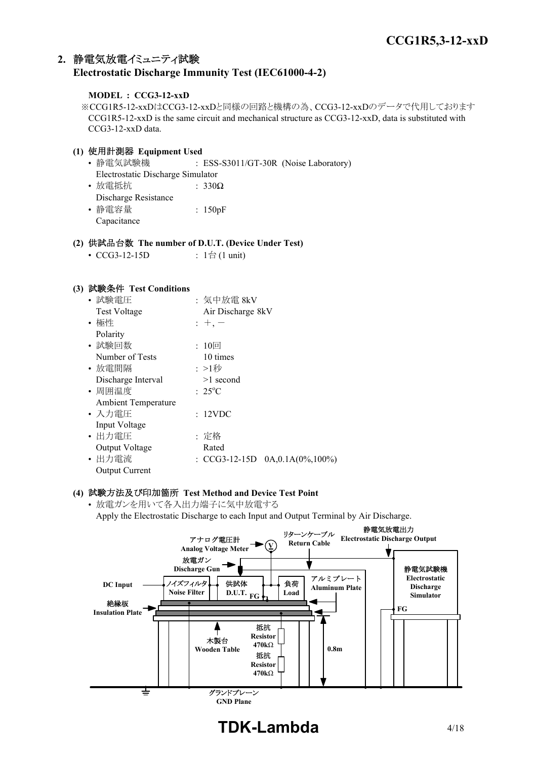## 2. 静電気放電イミュニティ試験 Electrostatic Discharge Immunity Test (IEC61000-4-2)

**MODEL : CCG3-12-xxD**

※CCG1R5-12-xxDはCCG3-12-xxDと同様の回路と機構の為、CCG3-12-xxDのデータで代用しております
CCG1R5-12-xxD is the same circuit and mechanical structure as CCG3-12-xxD, data is substituted with CCG3-12-xxD data.

### (1) 使用計測器 Equipment Used

- 静電気試験機 Electrostatic Discharge Simulator : ESS-S3011/GT-30R (Noise Laboratory)
- 放電抵抗 Discharge Resistance : 330Ω
- 静電容量 Capacitance : 150pF

### (2) 供試品台数 The number of D.U.T. (Device Under Test)

- CCG3-12-15D : 1台 (1 unit)

### (3) 試験条件 Test Conditions

- 試験電圧 Test Voltage : 気中放電 8kV Air Discharge 8kV
- 極性 Polarity : ＋, －
- 試験回数 Number of Tests : 10回 10 times
- 放電間隔 Discharge Interval : >1秒 >1 second
- 周囲温度 Ambient Temperature : 25°C
- 入力電圧 Input Voltage : 12VDC
- 出力電圧 Output Voltage : 定格 Rated
- 出力電流 Output Current : CCG3-12-15D 0A,0.1A(0%,100%)

### (4) 試験方法及び印加箇所 Test Method and Device Test Point

- 放電ガンを用いて各入出力端子に気中放電する
  Apply the Electrostatic Discharge to each Input and Output Terminal by Air Discharge.

アナログ電圧計 Analog Voltage Meter
リターンケーブル Return Cable
静電気放電出力 Electrostatic Discharge Output
放電ガン Discharge Gun
DC Input
ノイズフィルタ Noise Filter
供試体 D.U.T. FG
負荷 Load
アルミプレート Aluminum Plate
静電気試験機 Electrostatic Discharge Simulator
FG
絶縁板 Insulation Plate
木製台 Wooden Table
抵抗 Resistor 470kΩ
抵抗 Resistor 470kΩ
0.8m
グランドプレーン GND Plane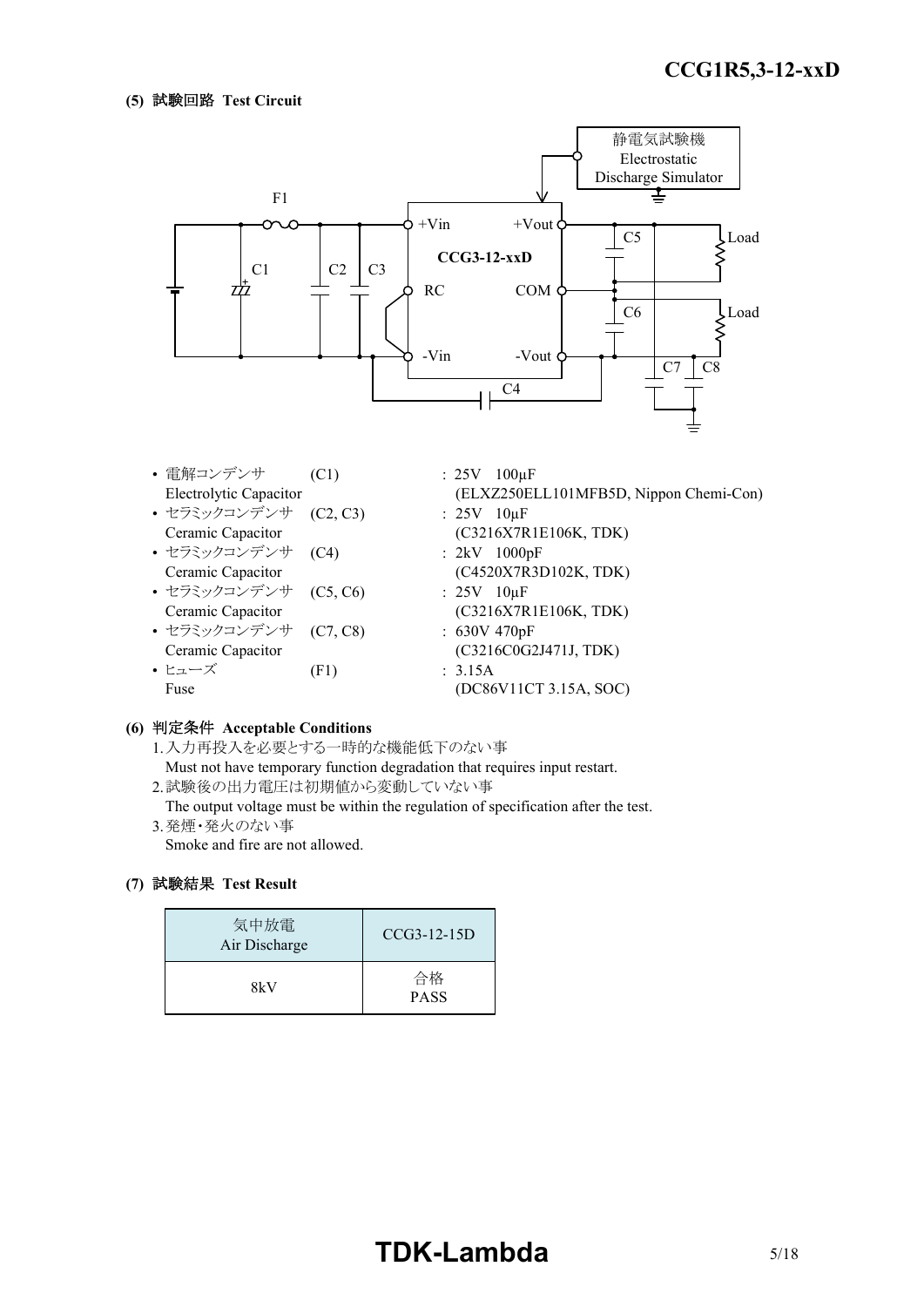### (5) 試験回路 Test Circuit

静電気試験機
Electrostatic
Discharge Simulator

F1

C1 C2 C3

+Vin +Vout

CCG3-12-xxD

RC COM

-Vin -Vout

C4

C5 Load

C6 Load

C7 C8

- 電解コンデンサ (C1) : 25V 100μF
  Electrolytic Capacitor (ELXZ250ELL101MFB5D, Nippon Chemi-Con)
- セラミックコンデンサ (C2, C3) : 25V 10μF
  Ceramic Capacitor (C3216X7R1E106K, TDK)
- セラミックコンデンサ (C4) : 2kV 1000pF
  Ceramic Capacitor (C4520X7R3D102K, TDK)
- セラミックコンデンサ (C5, C6) : 25V 10μF
  Ceramic Capacitor (C3216X7R1E106K, TDK)
- セラミックコンデンサ (C7, C8) : 630V 470pF
  Ceramic Capacitor (C3216C0G2J471J, TDK)
- ヒューズ (F1) : 3.15A
  Fuse (DC86V11CT 3.15A, SOC)

### (6) 判定条件 Acceptable Conditions

1. 入力再投入を必要とする一時的な機能低下のない事
   Must not have temporary function degradation that requires input restart.
2. 試験後の出力電圧は初期値から変動していない事
   The output voltage must be within the regulation of specification after the test.
3. 発煙・発火のない事
   Smoke and fire are not allowed.

### (7) 試験結果 Test Result

| 気中放電 Air Discharge | CCG3-12-15D |
|---|---|
| 8kV | 合格 PASS |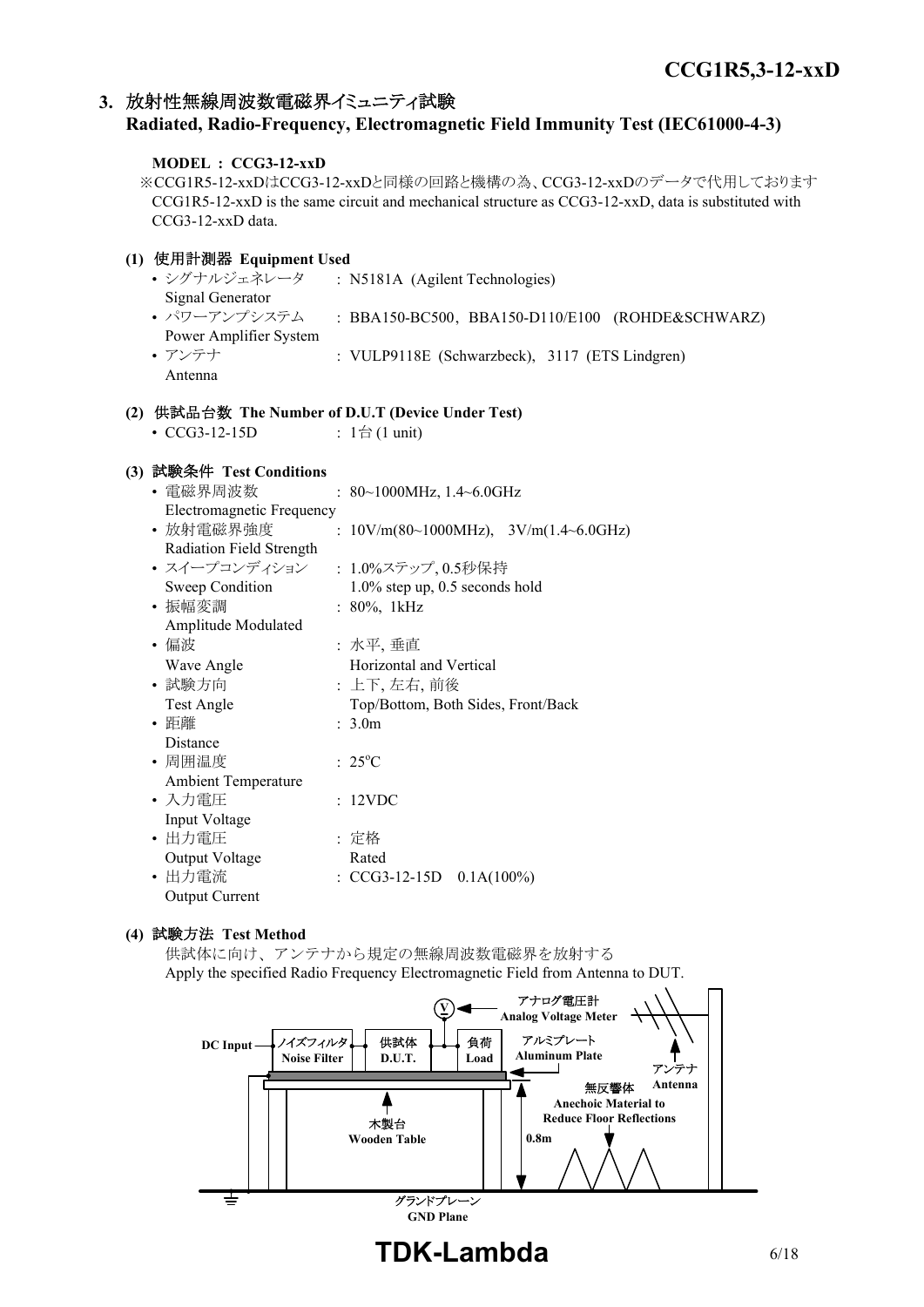## 3. 放射性無線周波数電磁界イミュニティ試験
## Radiated, Radio-Frequency, Electromagnetic Field Immunity Test (IEC61000-4-3)

**MODEL : CCG3-12-xxD**

※CCG1R5-12-xxDはCCG3-12-xxDと同様の回路と機構の為、CCG3-12-xxDのデータで代用しております
CCG1R5-12-xxD is the same circuit and mechanical structure as CCG3-12-xxD, data is substituted with CCG3-12-xxD data.

### (1) 使用計測器 Equipment Used

- シグナルジェネレータ Signal Generator : N5181A (Agilent Technologies)
- パワーアンプシステム Power Amplifier System : BBA150-BC500, BBA150-D110/E100 (ROHDE&SCHWARZ)
- アンテナ Antenna : VULP9118E (Schwarzbeck), 3117 (ETS Lindgren)

### (2) 供試品台数 The Number of D.U.T (Device Under Test)

- CCG3-12-15D : 1台 (1 unit)

### (3) 試験条件 Test Conditions

- 電磁界周波数 Electromagnetic Frequency : 80~1000MHz, 1.4~6.0GHz
- 放射電磁界強度 Radiation Field Strength : 10V/m(80~1000MHz), 3V/m(1.4~6.0GHz)
- スイープコンディション Sweep Condition : 1.0%ステップ, 0.5秒保持 1.0% step up, 0.5 seconds hold
- 振幅変調 Amplitude Modulated : 80%, 1kHz
- 偏波 Wave Angle : 水平, 垂直 Horizontal and Vertical
- 試験方向 Test Angle : 上下, 左右, 前後 Top/Bottom, Both Sides, Front/Back
- 距離 Distance : 3.0m
- 周囲温度 Ambient Temperature : 25°C
- 入力電圧 Input Voltage : 12VDC
- 出力電圧 Output Voltage : 定格 Rated
- 出力電流 Output Current : CCG3-12-15D 0.1A(100%)

### (4) 試験方法 Test Method

供試体に向け、アンテナから規定の無線周波数電磁界を放射する
Apply the specified Radio Frequency Electromagnetic Field from Antenna to DUT.

DC Input — ノイズフィルタ Noise Filter — 供試体 D.U.T. — 負荷 Load; アナログ電圧計 Analog Voltage Meter; アルミプレート Aluminum Plate; アンテナ Antenna; 無反響体 Anechoic Material to Reduce Floor Reflections; 木製台 Wooden Table; 0.8m; グランドプレーン GND Plane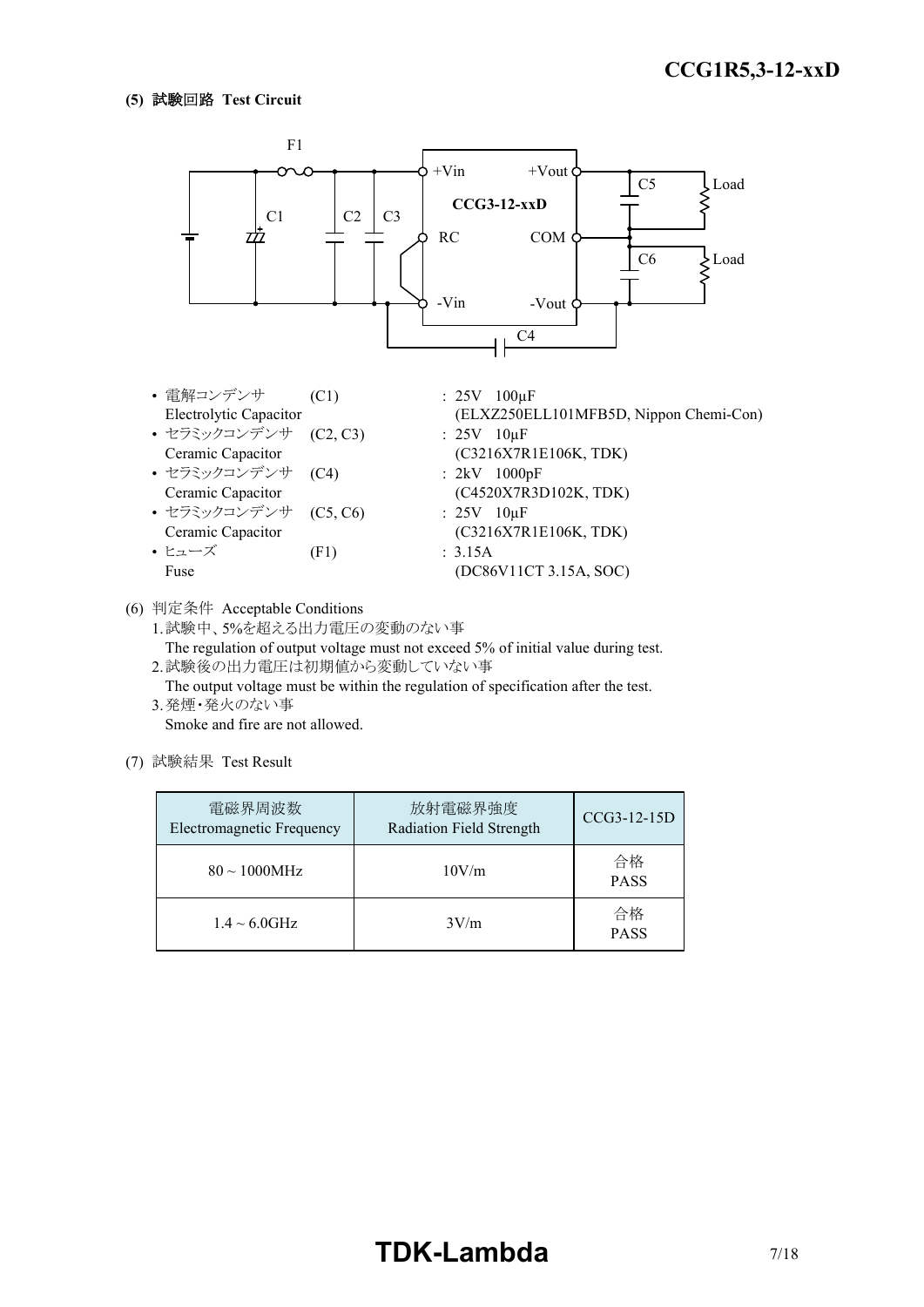**(5) 試験回路 Test Circuit**

- 電解コンデンサ (C1) : 25V 100µF
  Electrolytic Capacitor (ELXZ250ELL101MFB5D, Nippon Chemi-Con)
- セラミックコンデンサ (C2, C3) : 25V 10µF
  Ceramic Capacitor (C3216X7R1E106K, TDK)
- セラミックコンデンサ (C4) : 2kV 1000pF
  Ceramic Capacitor (C4520X7R3D102K, TDK)
- セラミックコンデンサ (C5, C6) : 25V 10µF
  Ceramic Capacitor (C3216X7R1E106K, TDK)
- ヒューズ (F1) : 3.15A
  Fuse (DC86V11CT 3.15A, SOC)

(6) 判定条件 Acceptable Conditions

1. 試験中、5%を超える出力電圧の変動のない事
   The regulation of output voltage must not exceed 5% of initial value during test.
2. 試験後の出力電圧は初期値から変動していない事
   The output voltage must be within the regulation of specification after the test.
3. 発煙・発火のない事
   Smoke and fire are not allowed.

(7) 試験結果 Test Result

| 電磁界周波数 Electromagnetic Frequency | 放射電磁界強度 Radiation Field Strength | CCG3-12-15D |
|---|---|---|
| 80 ~ 1000MHz | 10V/m | 合格 PASS |
| 1.4 ~ 6.0GHz | 3V/m | 合格 PASS |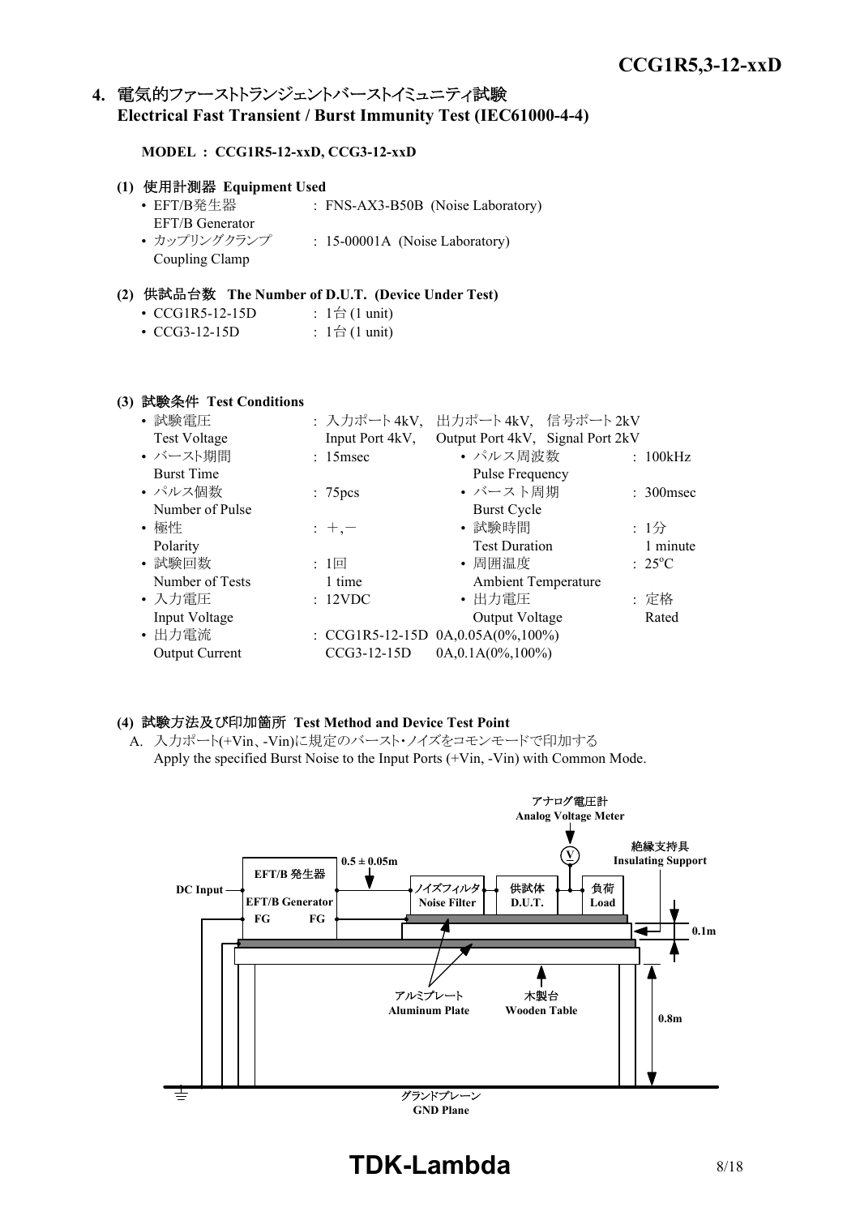## 4. 電気的ファーストトランジェントバーストイミュニティ試験 Electrical Fast Transient / Burst Immunity Test (IEC61000-4-4)

**MODEL ： CCG1R5-12-xxD, CCG3-12-xxD**

**(1) 使用計測器 Equipment Used**

- EFT/B発生器 EFT/B Generator : FNS-AX3-B50B (Noise Laboratory)
- カップリングクランプ Coupling Clamp : 15-00001A (Noise Laboratory)

**(2) 供試品台数 The Number of D.U.T. (Device Under Test)**

- CCG1R5-12-15D : 1台 (1 unit)
- CCG3-12-15D : 1台 (1 unit)

**(3) 試験条件 Test Conditions**

- 試験電圧 Test Voltage : 入力ポート 4kV, 出力ポート 4kV, 信号ポート 2kV / Input Port 4kV, Output Port 4kV, Signal Port 2kV
- バースト期間 Burst Time : 15msec
- パルス周波数 Pulse Frequency : 100kHz
- パルス個数 Number of Pulse : 75pcs
- バースト周期 Burst Cycle : 300msec
- 極性 Polarity : +,－
- 試験時間 Test Duration : 1分 1 minute
- 試験回数 Number of Tests : 1回 1 time
- 周囲温度 Ambient Temperature : 25°C
- 入力電圧 Input Voltage : 12VDC
- 出力電圧 Output Voltage : 定格 Rated
- 出力電流 Output Current : CCG1R5-12-15D 0A,0.05A(0%,100%) / CCG3-12-15D 0A,0.1A(0%,100%)

**(4) 試験方法及び印加箇所 Test Method and Device Test Point**

A. 入力ポート(+Vin、-Vin)に規定のバースト･ノイズをコモンモードで印加する
Apply the specified Burst Noise to the Input Ports (+Vin, -Vin) with Common Mode.

アナログ電圧計 Analog Voltage Meter
絶縁支持具 Insulating Support
EFT/B 発生器 EFT/B Generator
DC Input
FG FG
0.5 ± 0.05m
ノイズフィルタ Noise Filter
供試体 D.U.T.
負荷 Load
0.1m
0.8m
アルミプレート Aluminum Plate
木製台 Wooden Table
グランドプレーン GND Plane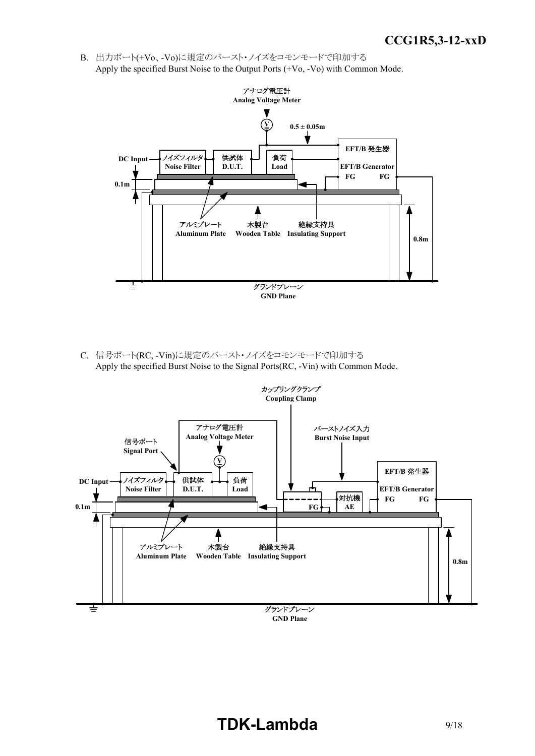B. 出力ポート(+Vo、-Vo)に規定のバースト･ノイズをコモンモードで印加する
Apply the specified Burst Noise to the Output Ports (+Vo, -Vo) with Common Mode.

アナログ電圧計
Analog Voltage Meter

0.5 ± 0.05m

DC Input

ノイズフィルタ
Noise Filter

供試体
D.U.T.

負荷
Load

EFT/B 発生器
EFT/B Generator
FG FG

0.1m

アルミプレート
Aluminum Plate

木製台
Wooden Table

絶縁支持具
Insulating Support

0.8m

グランドプレーン
GND Plane

C. 信号ポート(RC, -Vin)に規定のバースト･ノイズをコモンモードで印加する
Apply the specified Burst Noise to the Signal Ports(RC, -Vin) with Common Mode.

カップリングクランプ
Coupling Clamp

アナログ電圧計
Analog Voltage Meter

信号ポート
Signal Port

バーストノイズ入力
Burst Noise Input

DC Input

ノイズフィルタ
Noise Filter

供試体
D.U.T.

負荷
Load

EFT/B 発生器
EFT/B Generator
FG FG

対抗機
AE

FG

0.1m

アルミプレート
Aluminum Plate

木製台
Wooden Table

絶縁支持具
Insulating Support

0.8m

グランドプレーン
GND Plane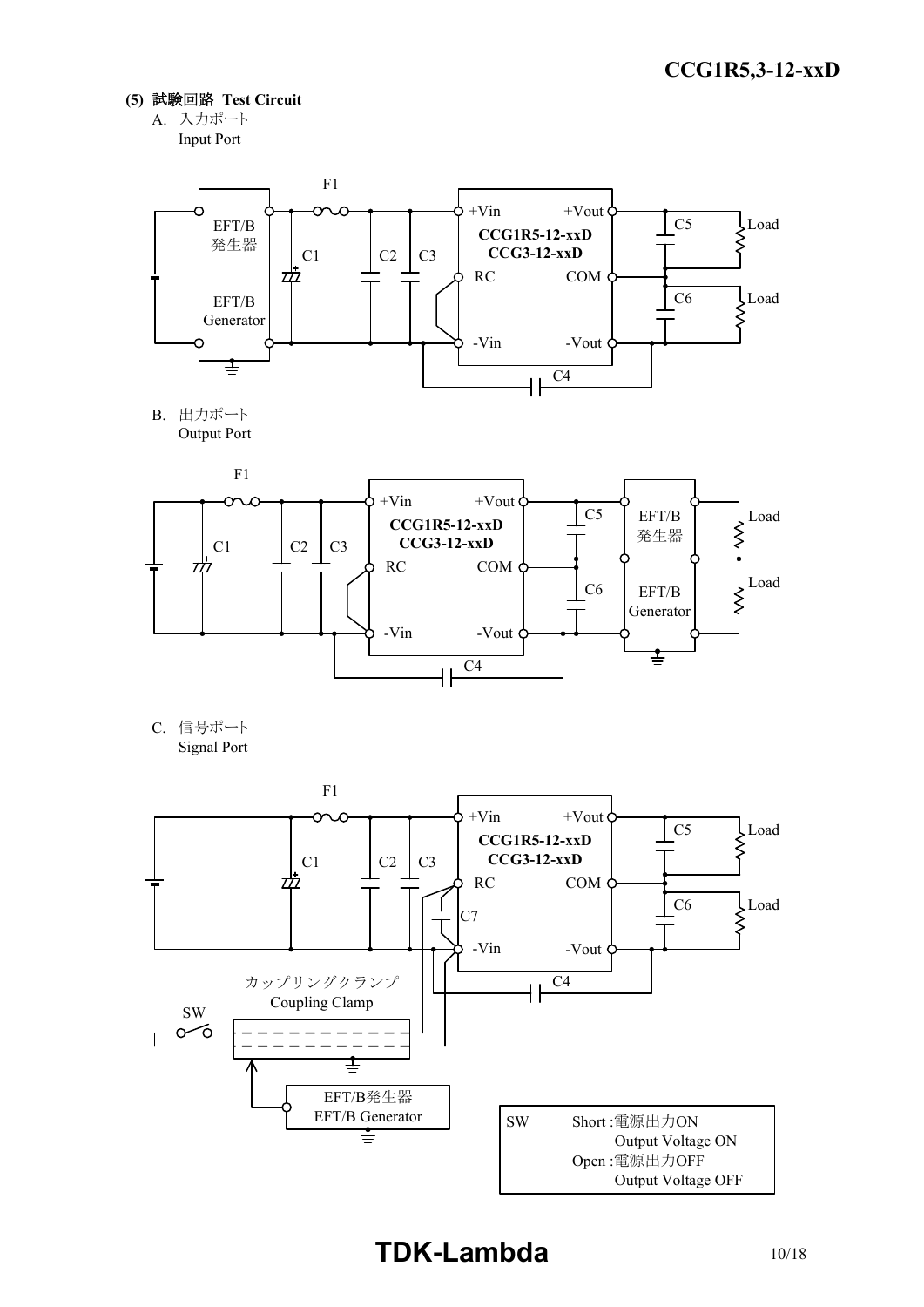**(5) 試験回路 Test Circuit**

A. 入力ポート
Input Port

EFT/B 発生器 / EFT/B Generator, F1, C1, C2, C3, +Vin, RC, -Vin, CCG1R5-12-xxD, CCG3-12-xxD, +Vout, COM, -Vout, C4, C5, C6, Load, Load

B. 出力ポート
Output Port

F1, C1, C2, C3, +Vin, RC, -Vin, CCG1R5-12-xxD, CCG3-12-xxD, +Vout, COM, -Vout, C4, C5, C6, EFT/B 発生器 / EFT/B Generator, Load, Load

C. 信号ポート
Signal Port

F1, C1, C2, C3, C7, +Vin, RC, -Vin, CCG1R5-12-xxD, CCG3-12-xxD, +Vout, COM, -Vout, C4, C5, C6, Load, Load, カップリングクランプ / Coupling Clamp, SW, EFT/B発生器 / EFT/B Generator

| SW | Short :電源出力ON Output Voltage ON |
|---|---|
| | Open :電源出力OFF Output Voltage OFF |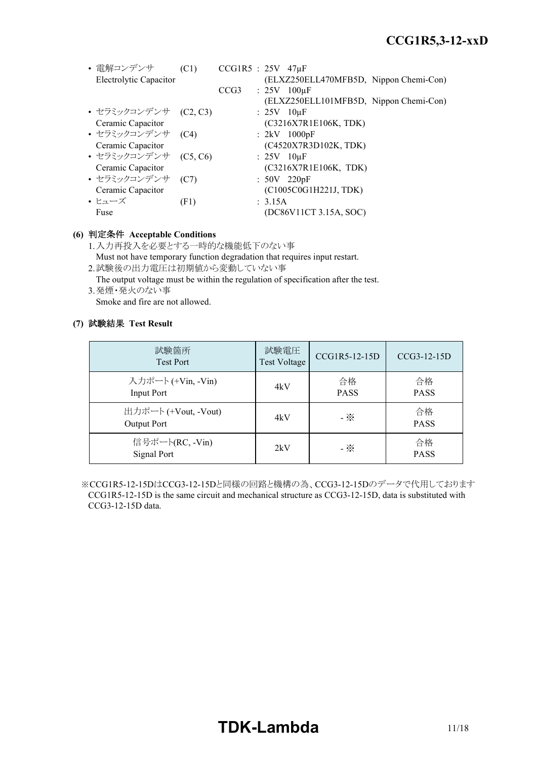- 電解コンデンサ (C1) CCG1R5 : 25V 47μF
  Electrolytic Capacitor (ELXZ250ELL470MFB5D, Nippon Chemi-Con)
  CCG3 : 25V 100μF
  (ELXZ250ELL101MFB5D, Nippon Chemi-Con)
- セラミックコンデンサ (C2, C3) : 25V 10μF
  Ceramic Capacitor (C3216X7R1E106K, TDK)
- セラミックコンデンサ (C4) : 2kV 1000pF
  Ceramic Capacitor (C4520X7R3D102K, TDK)
- セラミックコンデンサ (C5, C6) : 25V 10μF
  Ceramic Capacitor (C3216X7R1E106K, TDK)
- セラミックコンデンサ (C7) : 50V 220pF
  Ceramic Capacitor (C1005C0G1H221J, TDK)
- ヒューズ (F1) : 3.15A
  Fuse (DC86V11CT 3.15A, SOC)

**(6) 判定条件 Acceptable Conditions**

1. 入力再投入を必要とする一時的な機能低下のない事
   Must not have temporary function degradation that requires input restart.
2. 試験後の出力電圧は初期値から変動していない事
   The output voltage must be within the regulation of specification after the test.
3. 発煙・発火のない事
   Smoke and fire are not allowed.

**(7) 試験結果 Test Result**

| 試験箇所<br>Test Port | 試験電圧<br>Test Voltage | CCG1R5-12-15D | CCG3-12-15D |
|---|---|---|---|
| 入力ポート (+Vin, -Vin)<br>Input Port | 4kV | 合格<br>PASS | 合格<br>PASS |
| 出力ポート (+Vout, -Vout)<br>Output Port | 4kV | - ※ | 合格<br>PASS |
| 信号ポート(RC, -Vin)<br>Signal Port | 2kV | - ※ | 合格<br>PASS |

※CCG1R5-12-15DはCCG3-12-15Dと同様の回路と機構の為、CCG3-12-15Dのデータで代用しております
CCG1R5-12-15D is the same circuit and mechanical structure as CCG3-12-15D, data is substituted with CCG3-12-15D data.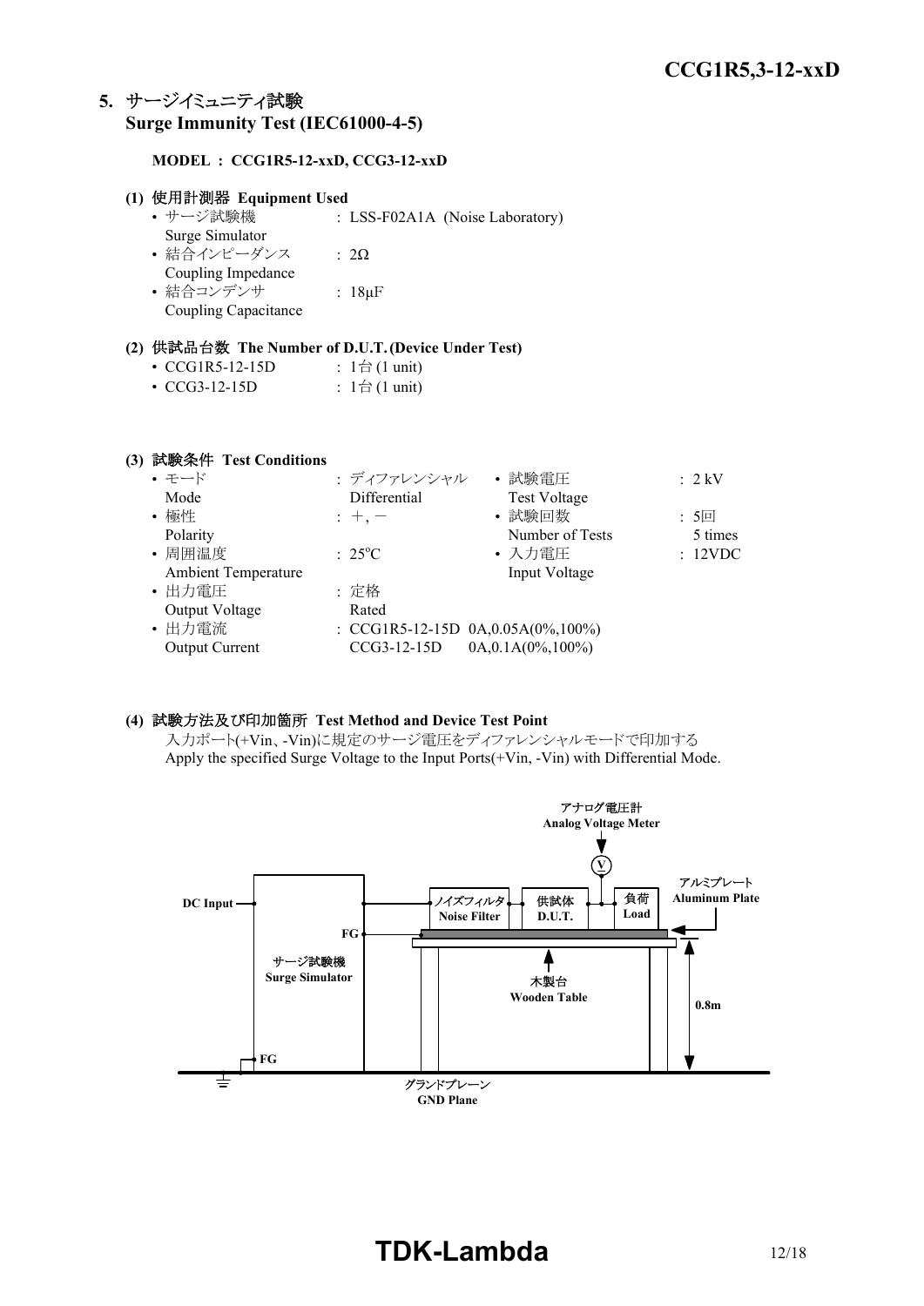## 5. サージイミュニティ試験
## Surge Immunity Test (IEC61000-4-5)

**MODEL ： CCG1R5-12-xxD, CCG3-12-xxD**

**(1) 使用計測器 Equipment Used**

- サージ試験機 Surge Simulator : LSS-F02A1A (Noise Laboratory)
- 結合インピーダンス Coupling Impedance : 2Ω
- 結合コンデンサ Coupling Capacitance : 18μF

**(2) 供試品台数 The Number of D.U.T. (Device Under Test)**

- CCG1R5-12-15D : 1台 (1 unit)
- CCG3-12-15D : 1台 (1 unit)

**(3) 試験条件 Test Conditions**

- モード Mode : ディファレンシャル Differential
- 試験電圧 Test Voltage : 2 kV
- 極性 Polarity : ＋, －
- 試験回数 Number of Tests : 5回 5 times
- 周囲温度 Ambient Temperature : 25°C
- 入力電圧 Input Voltage : 12VDC
- 出力電圧 Output Voltage : 定格 Rated
- 出力電流 Output Current : CCG1R5-12-15D 0A,0.05A(0%,100%)
  CCG3-12-15D 0A,0.1A(0%,100%)

**(4) 試験方法及び印加箇所 Test Method and Device Test Point**

入力ポート(+Vin、-Vin)に規定のサージ電圧をディファレンシャルモードで印加する
Apply the specified Surge Voltage to the Input Ports(+Vin, -Vin) with Differential Mode.

アナログ電圧計 Analog Voltage Meter
DC Input
FG
ノイズフィルタ Noise Filter
供試体 D.U.T.
負荷 Load
アルミプレート Aluminum Plate
サージ試験機 Surge Simulator
木製台 Wooden Table
0.8m
FG
グランドプレーン GND Plane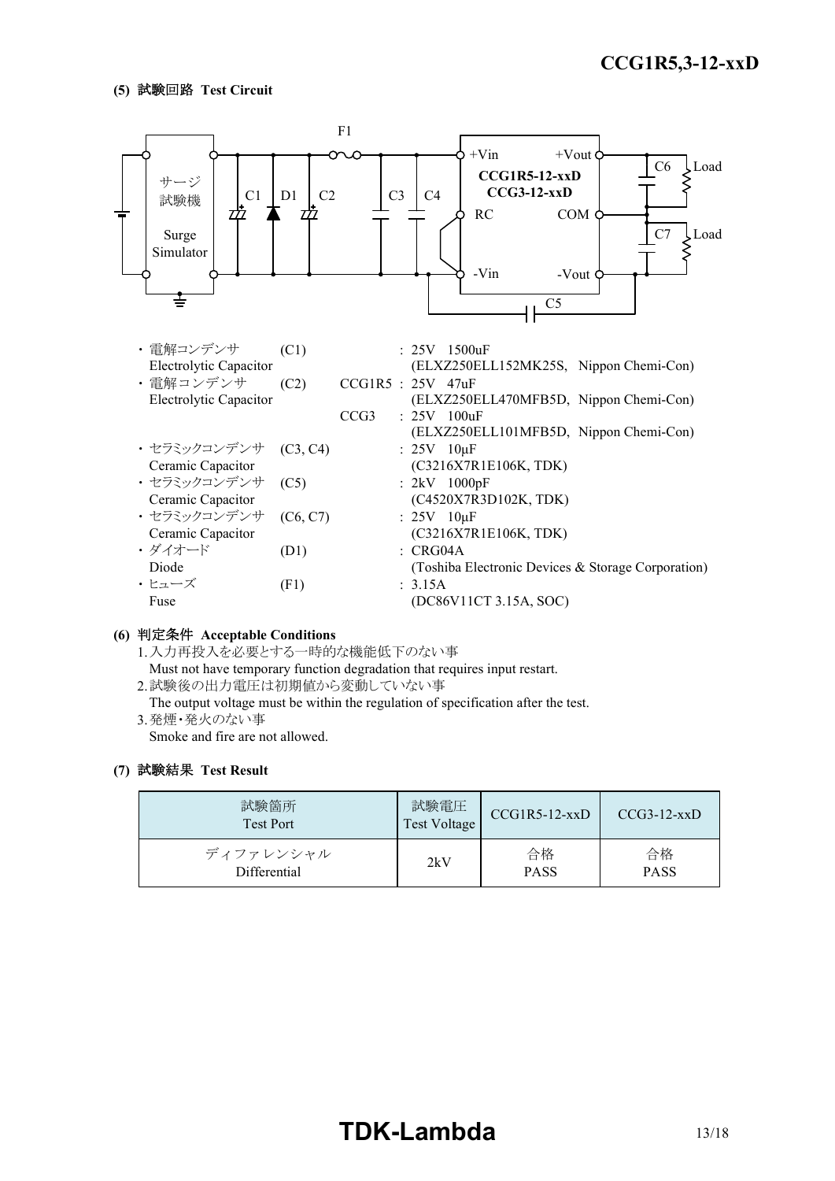**(5) 試験回路 Test Circuit**

・電解コンデンサ (C1) : 25V 1500uF
Electrolytic Capacitor (ELXZ250ELL152MK25S, Nippon Chemi-Con)

・電解コンデンサ (C2) CCG1R5 : 25V 47uF
Electrolytic Capacitor (ELXZ250ELL470MFB5D, Nippon Chemi-Con)
CCG3 : 25V 100uF
(ELXZ250ELL101MFB5D, Nippon Chemi-Con)

・セラミックコンデンサ (C3, C4) : 25V 10μF
Ceramic Capacitor (C3216X7R1E106K, TDK)

・セラミックコンデンサ (C5) : 2kV 1000pF
Ceramic Capacitor (C4520X7R3D102K, TDK)

・セラミックコンデンサ (C6, C7) : 25V 10μF
Ceramic Capacitor (C3216X7R1E106K, TDK)

・ダイオード (D1) : CRG04A
Diode (Toshiba Electronic Devices & Storage Corporation)

・ヒューズ (F1) : 3.15A
Fuse (DC86V11CT 3.15A, SOC)

**(6) 判定条件 Acceptable Conditions**

1. 入力再投入を必要とする一時的な機能低下のない事
   Must not have temporary function degradation that requires input restart.
2. 試験後の出力電圧は初期値から変動していない事
   The output voltage must be within the regulation of specification after the test.
3. 発煙・発火のない事
   Smoke and fire are not allowed.

**(7) 試験結果 Test Result**

| 試験箇所 Test Port | 試験電圧 Test Voltage | CCG1R5-12-xxD | CCG3-12-xxD |
|---|---|---|---|
| ディファレンシャル Differential | 2kV | 合格 PASS | 合格 PASS |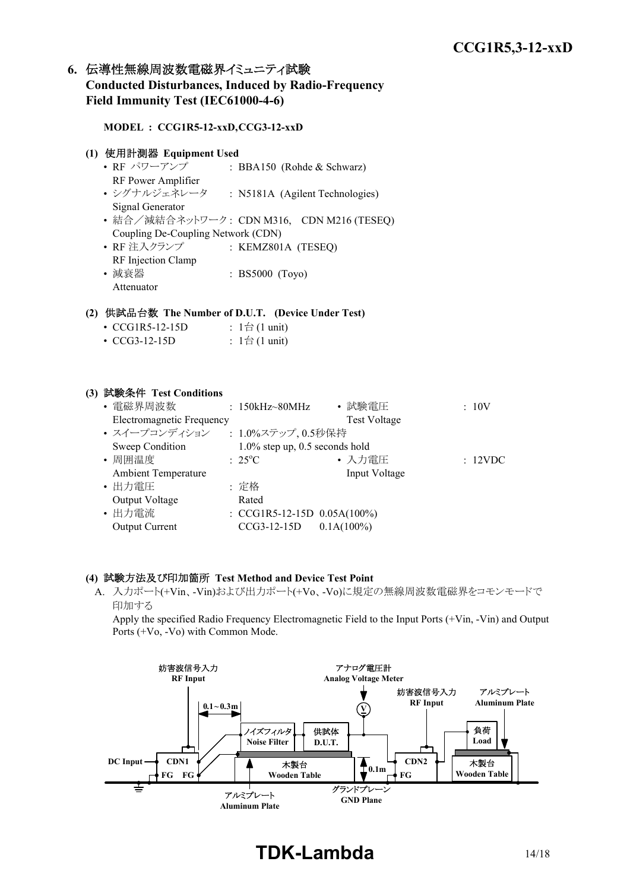## 6. 伝導性無線周波数電磁界イミュニティ試験 Conducted Disturbances, Induced by Radio-Frequency Field Immunity Test (IEC61000-4-6)

**MODEL : CCG1R5-12-xxD,CCG3-12-xxD**

### (1) 使用計測器 Equipment Used

- RF パワーアンプ RF Power Amplifier : BBA150 (Rohde & Schwarz)
- シグナルジェネレータ Signal Generator : N5181A (Agilent Technologies)
- 結合／減結合ネットワーク Coupling De-Coupling Network (CDN) : CDN M316, CDN M216 (TESEQ)
- RF 注入クランプ RF Injection Clamp : KEMZ801A (TESEQ)
- 減衰器 Attenuator : BS5000 (Toyo)

### (2) 供試品台数 The Number of D.U.T. (Device Under Test)

- CCG1R5-12-15D : 1台 (1 unit)
- CCG3-12-15D : 1台 (1 unit)

### (3) 試験条件 Test Conditions

- 電磁界周波数 Electromagnetic Frequency : 150kHz~80MHz
- 試験電圧 Test Voltage : 10V
- スイープコンディション Sweep Condition : 1.0%ステップ, 0.5秒保持 1.0% step up, 0.5 seconds hold
- 周囲温度 Ambient Temperature : 25°C
- 入力電圧 Input Voltage : 12VDC
- 出力電圧 Output Voltage : 定格 Rated
- 出力電流 Output Current : CCG1R5-12-15D 0.05A(100%) CCG3-12-15D 0.1A(100%)

### (4) 試験方法及び印加箇所 Test Method and Device Test Point

A. 入力ポート(+Vin、-Vin)および出力ポート(+Vo、-Vo)に規定の無線周波数電磁界をコモンモードで印加する

Apply the specified Radio Frequency Electromagnetic Field to the Input Ports (+Vin, -Vin) and Output Ports (+Vo, -Vo) with Common Mode.

妨害波信号入力 RF Input / アナログ電圧計 Analog Voltage Meter / 妨害波信号入力 RF Input / アルミプレート Aluminum Plate / 0.1~0.3m / ノイズフィルタ Noise Filter / 供試体 D.U.T. / 負荷 Load / DC Input / CDN1 / FG FG / 木製台 Wooden Table / 0.1m / CDN2 / FG / 木製台 Wooden Table / アルミプレート Aluminum Plate / グランドプレーン GND Plane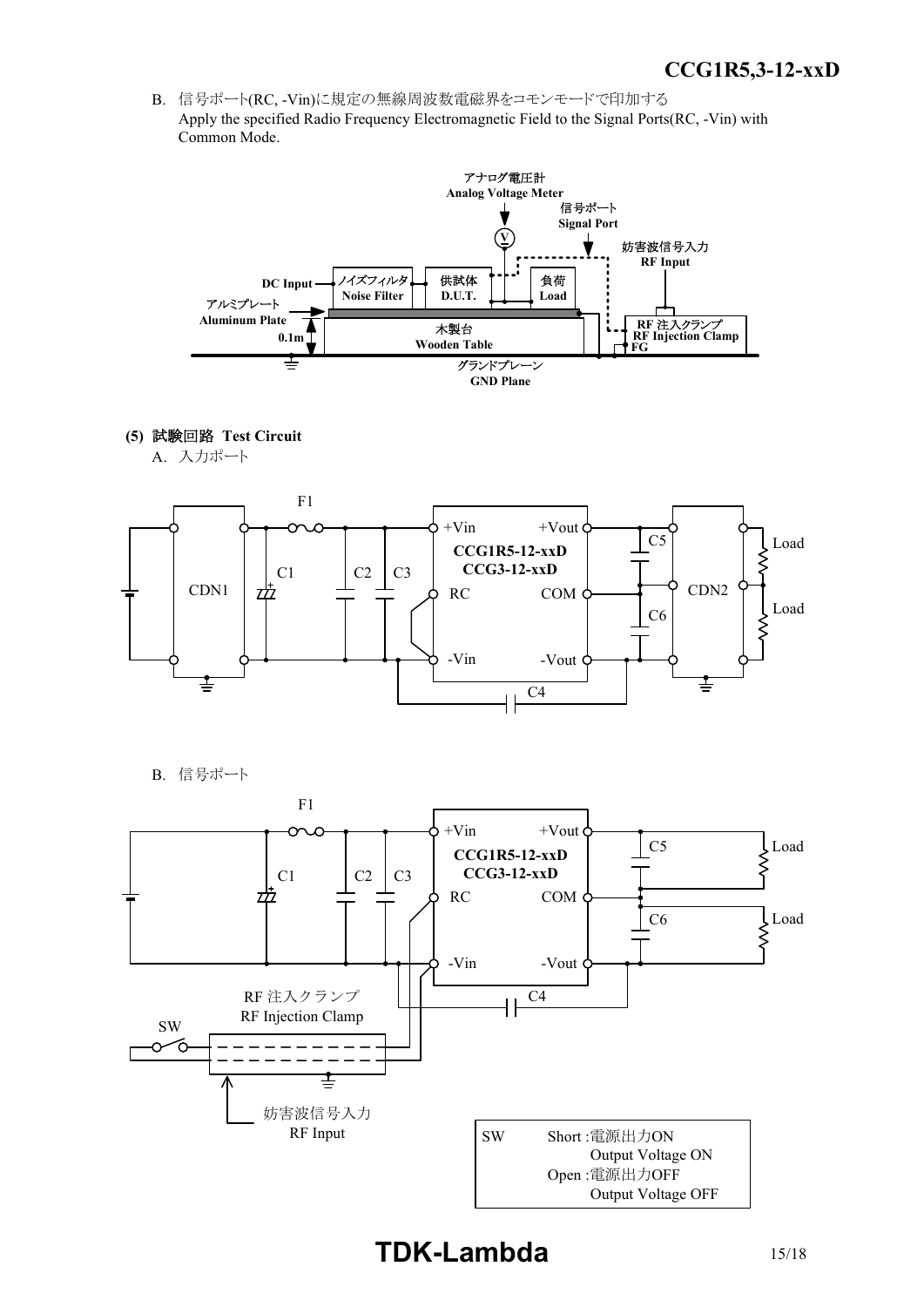B. 信号ポート(RC, -Vin)に規定の無線周波数電磁界をコモンモードで印加する
Apply the specified Radio Frequency Electromagnetic Field to the Signal Ports(RC, -Vin) with Common Mode.

アナログ電圧計
Analog Voltage Meter

信号ポート
Signal Port

妨害波信号入力
RF Input

DC Input

ノイズフィルタ
Noise Filter

供試体
D.U.T.

負荷
Load

アルミプレート
Aluminum Plate

0.1m

木製台
Wooden Table

RF 注入クランプ
RF Injection Clamp

FG

グランドプレーン
GND Plane

**(5) 試験回路 Test Circuit**

A. 入力ポート

F1, C1, C2, C3, C4, C5, C6, CDN1, CDN2, Load, Load

+Vin, +Vout, RC, COM, -Vin, -Vout

**CCG1R5-12-xxD**
**CCG3-12-xxD**

B. 信号ポート

F1, C1, C2, C3, C4, C5, C6, Load, Load

+Vin, +Vout, RC, COM, -Vin, -Vout

**CCG1R5-12-xxD**
**CCG3-12-xxD**

SW

RF 注入クランプ
RF Injection Clamp

妨害波信号入力
RF Input

| SW | Short :電源出力ON Output Voltage ON |
|---|---|
| | Open :電源出力OFF Output Voltage OFF |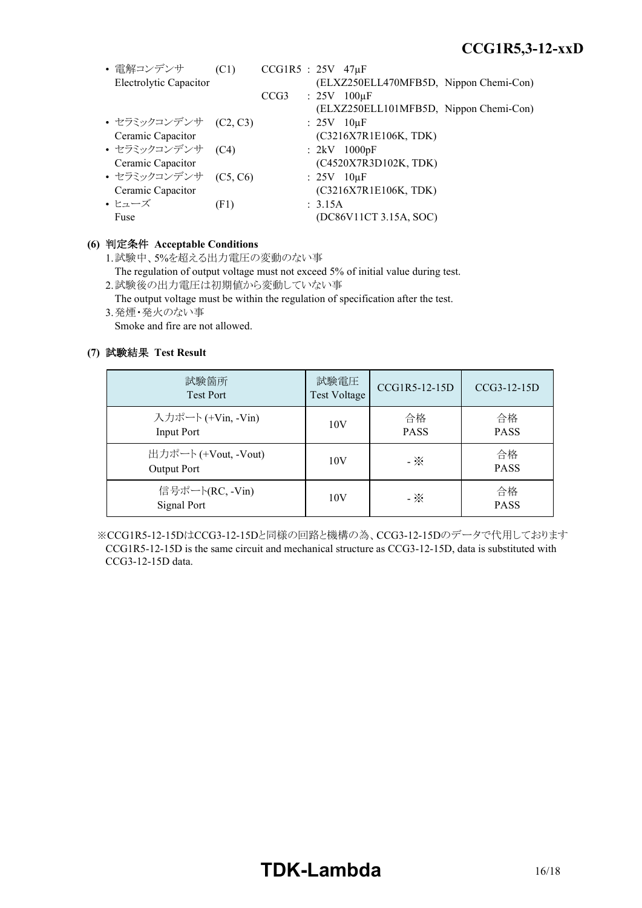- 電解コンデンサ (C1) CCG1R5 : 25V 47μF
  Electrolytic Capacitor (ELXZ250ELL470MFB5D, Nippon Chemi-Con)
  CCG3 : 25V 100μF
  (ELXZ250ELL101MFB5D, Nippon Chemi-Con)
- セラミックコンデンサ (C2, C3) : 25V 10μF
  Ceramic Capacitor (C3216X7R1E106K, TDK)
- セラミックコンデンサ (C4) : 2kV 1000pF
  Ceramic Capacitor (C4520X7R3D102K, TDK)
- セラミックコンデンサ (C5, C6) : 25V 10μF
  Ceramic Capacitor (C3216X7R1E106K, TDK)
- ヒューズ (F1) : 3.15A
  Fuse (DC86V11CT 3.15A, SOC)

**(6) 判定条件 Acceptable Conditions**

1. 試験中、5%を超える出力電圧の変動のない事
   The regulation of output voltage must not exceed 5% of initial value during test.
2. 試験後の出力電圧は初期値から変動していない事
   The output voltage must be within the regulation of specification after the test.
3. 発煙・発火のない事
   Smoke and fire are not allowed.

**(7) 試験結果 Test Result**

| 試験箇所 Test Port | 試験電圧 Test Voltage | CCG1R5-12-15D | CCG3-12-15D |
|---|---|---|---|
| 入力ポート (+Vin, -Vin) Input Port | 10V | 合格 PASS | 合格 PASS |
| 出力ポート (+Vout, -Vout) Output Port | 10V | - ※ | 合格 PASS |
| 信号ポート(RC, -Vin) Signal Port | 10V | - ※ | 合格 PASS |

※CCG1R5-12-15DはCCG3-12-15Dと同様の回路と機構の為、CCG3-12-15Dのデータで代用しております
CCG1R5-12-15D is the same circuit and mechanical structure as CCG3-12-15D, data is substituted with CCG3-12-15D data.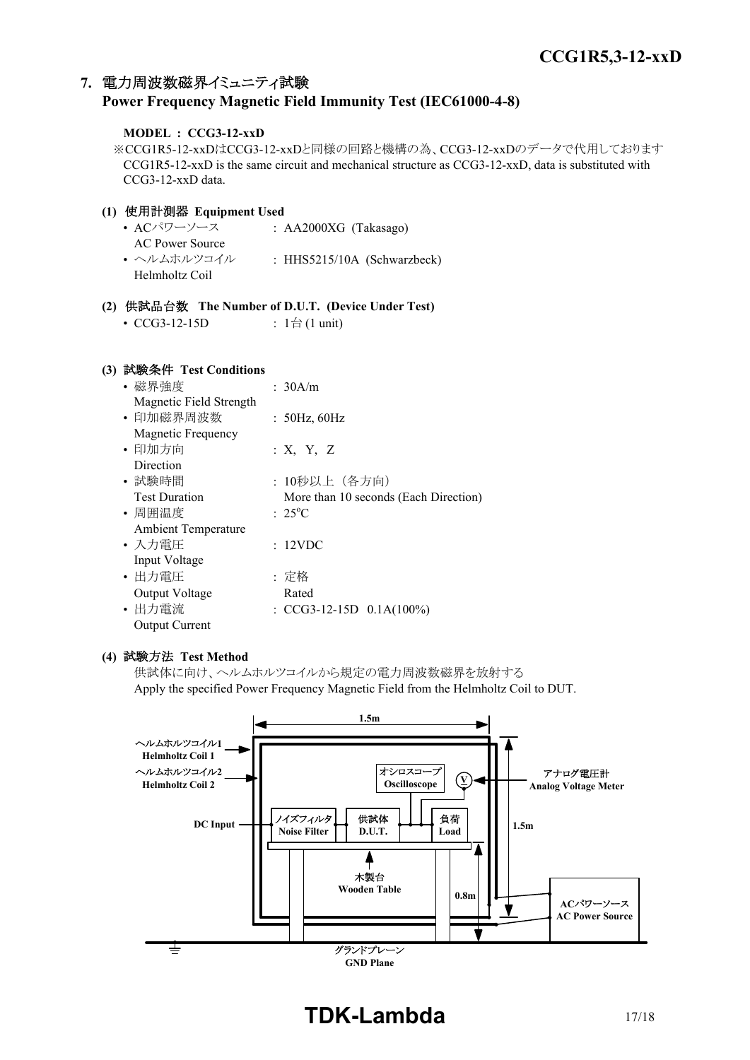## 7. 電力周波数磁界イミュニティ試験
## Power Frequency Magnetic Field Immunity Test (IEC61000-4-8)

**MODEL : CCG3-12-xxD**

※CCG1R5-12-xxDはCCG3-12-xxDと同様の回路と機構の為、CCG3-12-xxDのデータで代用しております
CCG1R5-12-xxD is the same circuit and mechanical structure as CCG3-12-xxD, data is substituted with CCG3-12-xxD data.

### (1) 使用計測器 Equipment Used

- ACパワーソース AC Power Source : AA2000XG (Takasago)
- ヘルムホルツコイル Helmholtz Coil : HHS5215/10A (Schwarzbeck)

### (2) 供試品台数 The Number of D.U.T. (Device Under Test)

- CCG3-12-15D : 1台 (1 unit)

### (3) 試験条件 Test Conditions

- 磁界強度 Magnetic Field Strength : 30A/m
- 印加磁界周波数 Magnetic Frequency : 50Hz, 60Hz
- 印加方向 Direction : X, Y, Z
- 試験時間 Test Duration : 10秒以上（各方向） More than 10 seconds (Each Direction)
- 周囲温度 Ambient Temperature : 25°C
- 入力電圧 Input Voltage : 12VDC
- 出力電圧 Output Voltage : 定格 Rated
- 出力電流 Output Current : CCG3-12-15D 0.1A(100%)

### (4) 試験方法 Test Method

供試体に向け、ヘルムホルツコイルから規定の電力周波数磁界を放射する
Apply the specified Power Frequency Magnetic Field from the Helmholtz Coil to DUT.

1.5m
ヘルムホルツコイル1 Helmholtz Coil 1
ヘルムホルツコイル2 Helmholtz Coil 2
オシロスコープ Oscilloscope
V
アナログ電圧計 Analog Voltage Meter
DC Input
ノイズフィルタ Noise Filter
供試体 D.U.T.
負荷 Load
1.5m
木製台 Wooden Table
0.8m
ACパワーソース AC Power Source
グランドプレーン GND Plane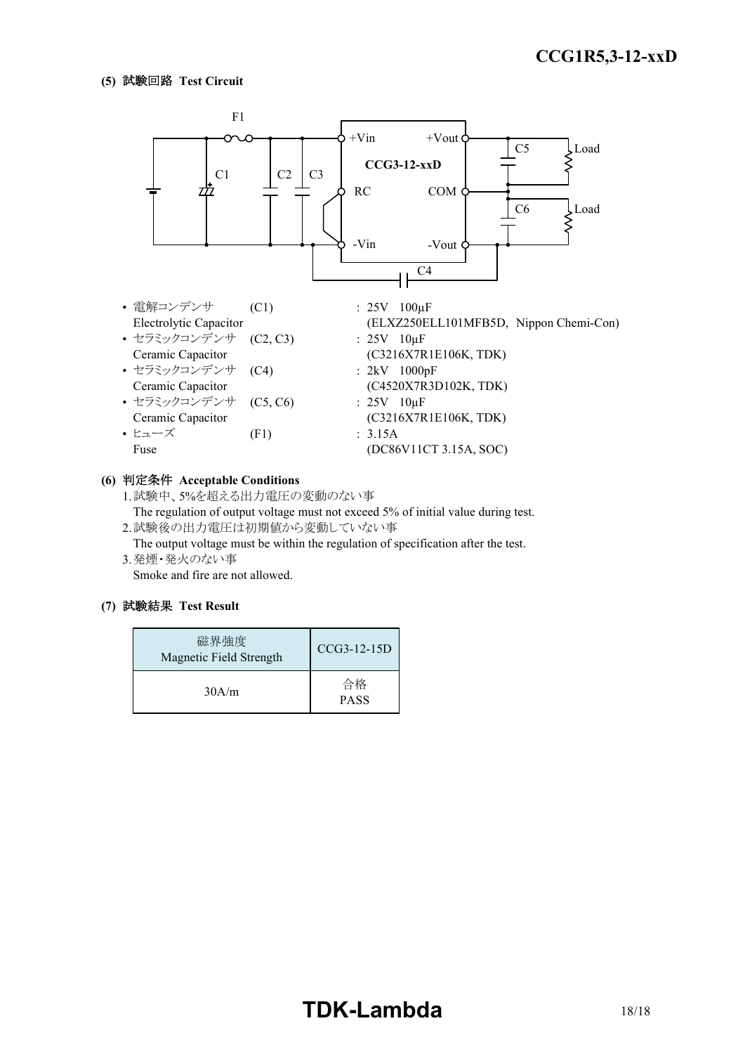### (5) 試験回路 Test Circuit

F1

+Vin
+Vout
CCG3-12-xxD
C1
C2
C3
RC
COM
-Vin
-Vout
C4
C5
C6
Load
Load

- 電解コンデンサ (C1) : 25V 100μF
  Electrolytic Capacitor (ELXZ250ELL101MFB5D, Nippon Chemi-Con)
- セラミックコンデンサ (C2, C3) : 25V 10μF
  Ceramic Capacitor (C3216X7R1E106K, TDK)
- セラミックコンデンサ (C4) : 2kV 1000pF
  Ceramic Capacitor (C4520X7R3D102K, TDK)
- セラミックコンデンサ (C5, C6) : 25V 10μF
  Ceramic Capacitor (C3216X7R1E106K, TDK)
- ヒューズ (F1) : 3.15A
  Fuse (DC86V11CT 3.15A, SOC)

### (6) 判定条件 Acceptable Conditions

1. 試験中、5%を超える出力電圧の変動のない事
   The regulation of output voltage must not exceed 5% of initial value during test.
2. 試験後の出力電圧は初期値から変動していない事
   The output voltage must be within the regulation of specification after the test.
3. 発煙・発火のない事
   Smoke and fire are not allowed.

### (7) 試験結果 Test Result

| 磁界強度 Magnetic Field Strength | CCG3-12-15D |
|---|---|
| 30A/m | 合格 PASS |